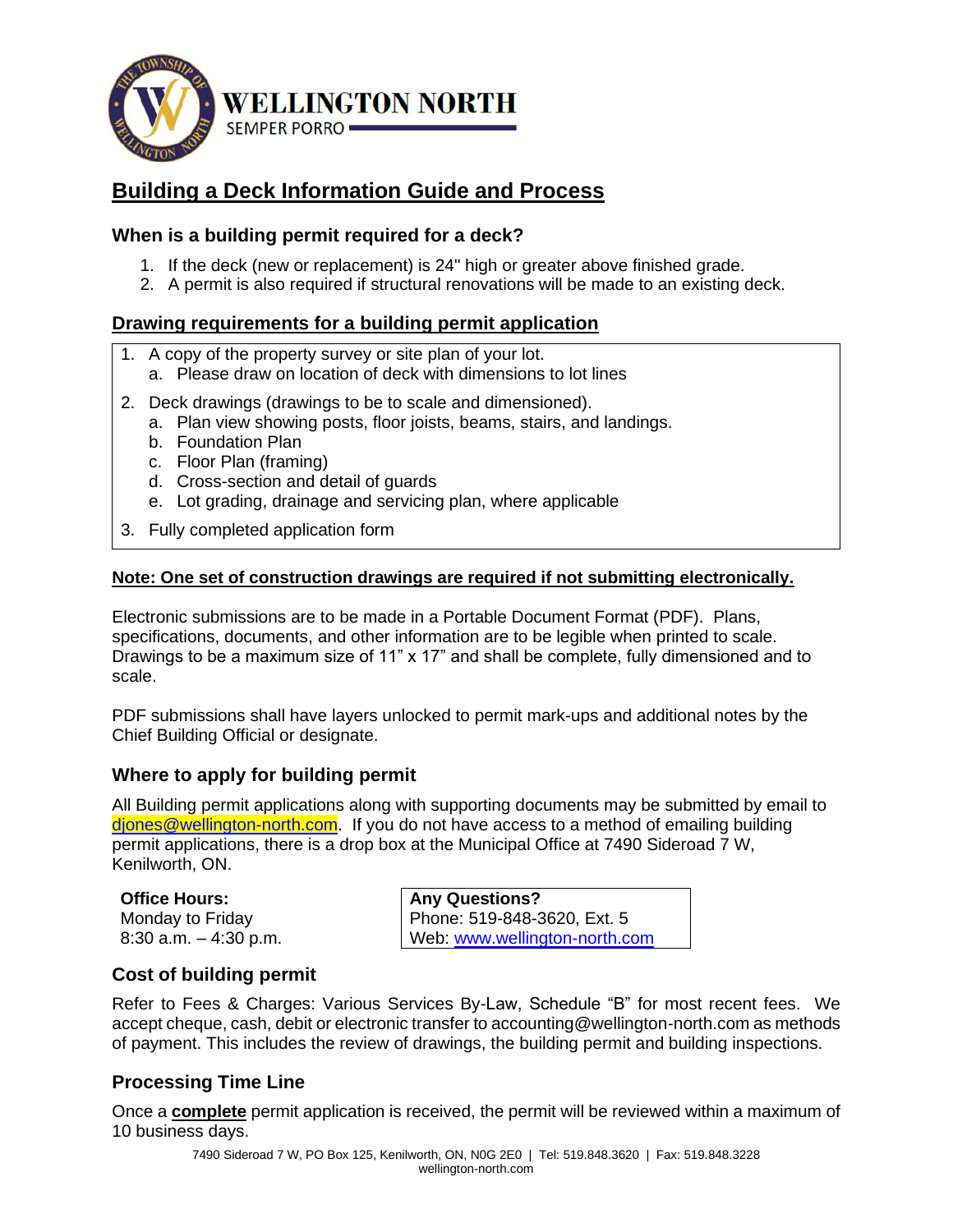**WELLINGTON NORTH**

SEMPER PORRO

# Building a Deck Information Guide and Process

## When is a building permit required for a deck?

1. If the deck (new or replacement) is 24" high or greater above finished grade.
2. A permit is also required if structural renovations will be made to an existing deck.

## Drawing requirements for a building permit application

1. A copy of the property survey or site plan of your lot.
   a. Please draw on location of deck with dimensions to lot lines
2. Deck drawings (drawings to be to scale and dimensioned).
   a. Plan view showing posts, floor joists, beams, stairs, and landings.
   b. Foundation Plan
   c. Floor Plan (framing)
   d. Cross-section and detail of guards
   e. Lot grading, drainage and servicing plan, where applicable
3. Fully completed application form

**Note: One set of construction drawings are required if not submitting electronically.**

Electronic submissions are to be made in a Portable Document Format (PDF). Plans, specifications, documents, and other information are to be legible when printed to scale. Drawings to be a maximum size of 11" x 17" and shall be complete, fully dimensioned and to scale.

PDF submissions shall have layers unlocked to permit mark-ups and additional notes by the Chief Building Official or designate.

## Where to apply for building permit

All Building permit applications along with supporting documents may be submitted by email to djones@wellington-north.com. If you do not have access to a method of emailing building permit applications, there is a drop box at the Municipal Office at 7490 Sideroad 7 W, Kenilworth, ON.

**Office Hours:**
Monday to Friday
8:30 a.m. – 4:30 p.m.

**Any Questions?**
Phone: 519-848-3620, Ext. 5
Web: www.wellington-north.com

## Cost of building permit

Refer to Fees & Charges: Various Services By-Law, Schedule "B" for most recent fees. We accept cheque, cash, debit or electronic transfer to accounting@wellington-north.com as methods of payment. This includes the review of drawings, the building permit and building inspections.

## Processing Time Line

Once a **complete** permit application is received, the permit will be reviewed within a maximum of 10 business days.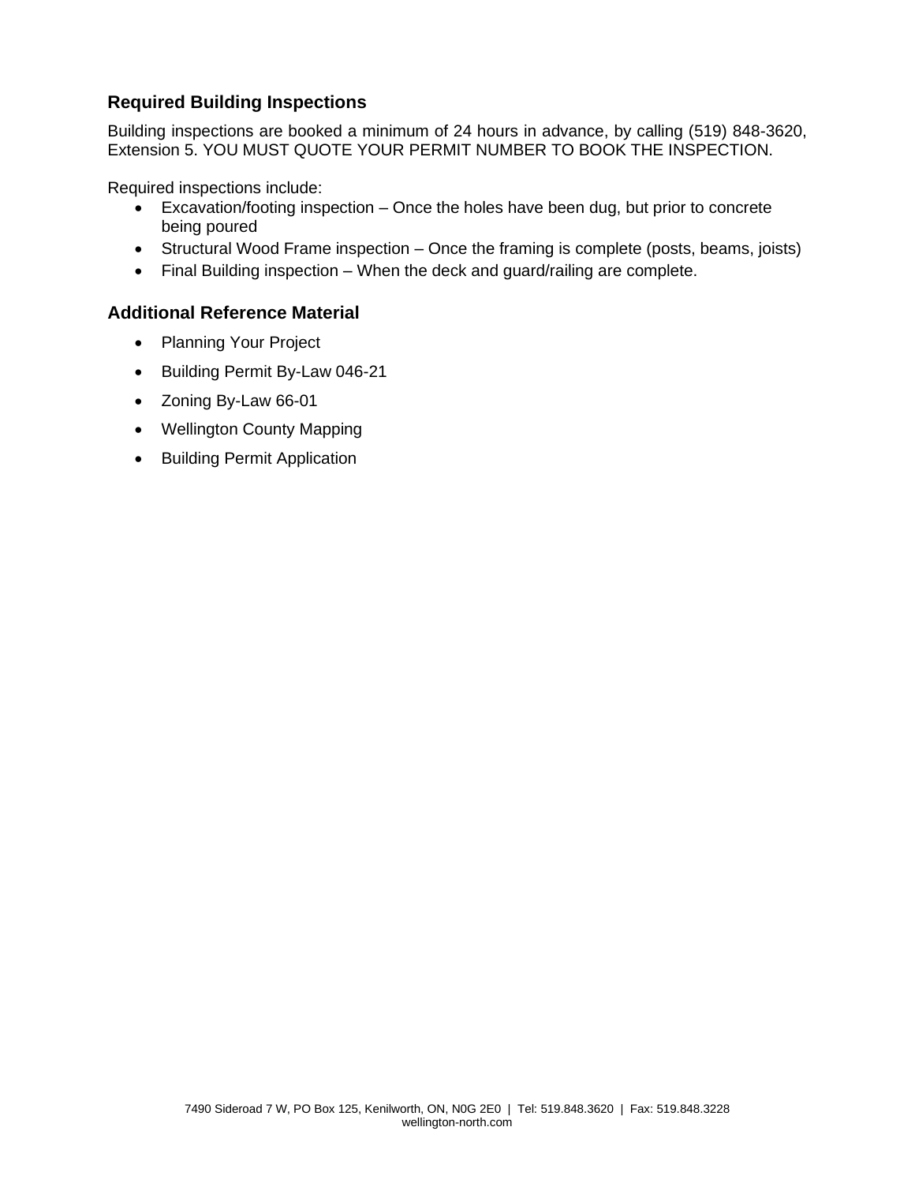## Required Building Inspections

Building inspections are booked a minimum of 24 hours in advance, by calling (519) 848-3620, Extension 5. YOU MUST QUOTE YOUR PERMIT NUMBER TO BOOK THE INSPECTION.

Required inspections include:

- Excavation/footing inspection – Once the holes have been dug, but prior to concrete being poured
- Structural Wood Frame inspection – Once the framing is complete (posts, beams, joists)
- Final Building inspection – When the deck and guard/railing are complete.

## Additional Reference Material

- Planning Your Project
- Building Permit By-Law 046-21
- Zoning By-Law 66-01
- Wellington County Mapping
- Building Permit Application